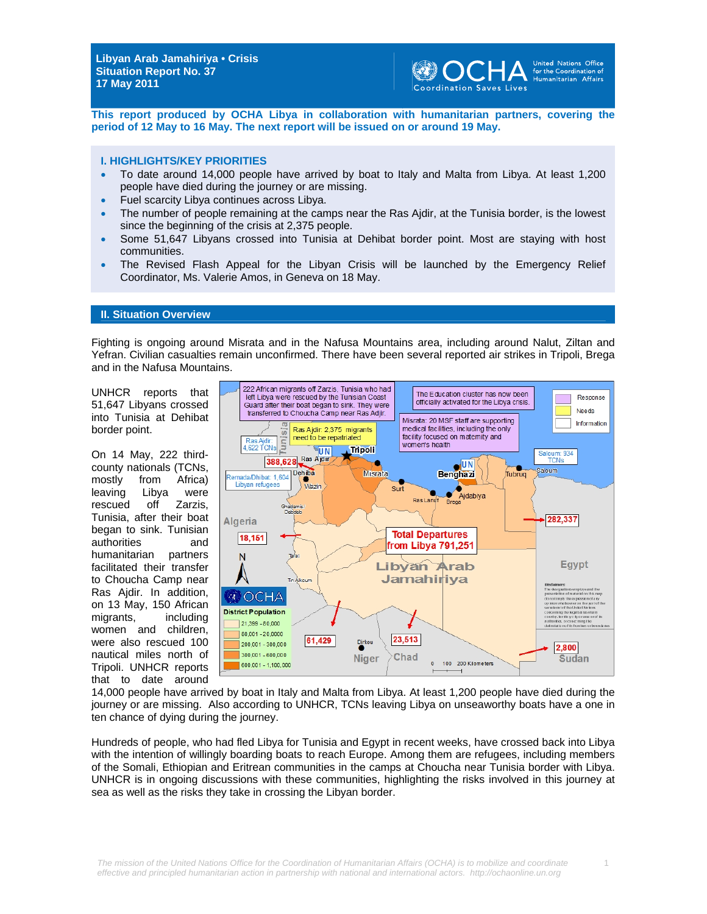**Libyan Arab Jamahiriya • Crisis**
**Situation Report No. 37**
**17 May 2011**

OCHA United Nations Office for the Coordination of Humanitarian Affairs
Coordination Saves Lives

**This report produced by OCHA Libya in collaboration with humanitarian partners, covering the period of 12 May to 16 May. The next report will be issued on or around 19 May.**

## I. HIGHLIGHTS/KEY PRIORITIES

- To date around 14,000 people have arrived by boat to Italy and Malta from Libya. At least 1,200 people have died during the journey or are missing.
- Fuel scarcity Libya continues across Libya.
- The number of people remaining at the camps near the Ras Ajdir, at the Tunisia border, is the lowest since the beginning of the crisis at 2,375 people.
- Some 51,647 Libyans crossed into Tunisia at Dehibat border point. Most are staying with host communities.
- The Revised Flash Appeal for the Libyan Crisis will be launched by the Emergency Relief Coordinator, Ms. Valerie Amos, in Geneva on 18 May.

## II. Situation Overview

Fighting is ongoing around Misrata and in the Nafusa Mountains area, including around Nalut, Ziltan and Yefran. Civilian casualties remain unconfirmed. There have been several reported air strikes in Tripoli, Brega and in the Nafusa Mountains.

UNHCR reports that 51,647 Libyans crossed into Tunisia at Dehibat border point.

On 14 May, 222 third-county nationals (TCNs, mostly from Africa) leaving Libya were rescued off Zarzis, Tunisia, after their boat began to sink. Tunisian authorities and humanitarian partners facilitated their transfer to Choucha Camp near Ras Ajdir. In addition, on 13 May, 150 African migrants, including women and children, were also rescued 100 nautical miles north of Tripoli. UNHCR reports that to date around 14,000 people have arrived by boat in Italy and Malta from Libya. At least 1,200 people have died during the journey or are missing. Also according to UNHCR, TCNs leaving Libya on unseaworthy boats have a one in ten chance of dying during the journey.

222 African migrants off Zarzis, Tunisia who had left Libya were rescued by the Tunisian Coast Guard after their boat began to sink. They were transferred to Choucha Camp near Ras Adjir.
The Education cluster has now been officially activated for the Libya crisis.
Response
Needs
Information
Ras Ajdir: 2,375 migrants need to be repatriated
Misrata: 20 MSF staff are supporting medical facilities, including the only facility focused on maternity and women's health
Ras Ajdir: 4,622 TCNs
Tunisia
UN
Tripoli
388,628
Ras Ajdir
Remada/Dhibat: 1,604 Libyan refugees
Dehiba
Wazin
Misrata
UN
Benghazi
Tubruq
Saloum: 934 TCNs
Saloum
Surt
Ras Lanuf
Brega
Ajdabiya
Ghadamis
Algeria
18,151
282,337
Total Departures from Libya 791,251
Libyan Arab Jamahiriya
Egypt
OCHA
District Population
21,399 - 80,000
80,001 - 200,000
200,001 - 300,000
300,001 - 600,000
600,001 - 1,100,000
61,429
Dirkou
23,513
Niger
Chad
2,800
Sudan
0 100 200 Kilometers

Hundreds of people, who had fled Libya for Tunisia and Egypt in recent weeks, have crossed back into Libya with the intention of willingly boarding boats to reach Europe. Among them are refugees, including members of the Somali, Ethiopian and Eritrean communities in the camps at Choucha near Tunisia border with Libya. UNHCR is in ongoing discussions with these communities, highlighting the risks involved in this journey at sea as well as the risks they take in crossing the Libyan border.

*The mission of the United Nations Office for the Coordination of Humanitarian Affairs (OCHA) is to mobilize and coordinate effective and principled humanitarian action in partnership with national and international actors. http://ochaonline.un.org*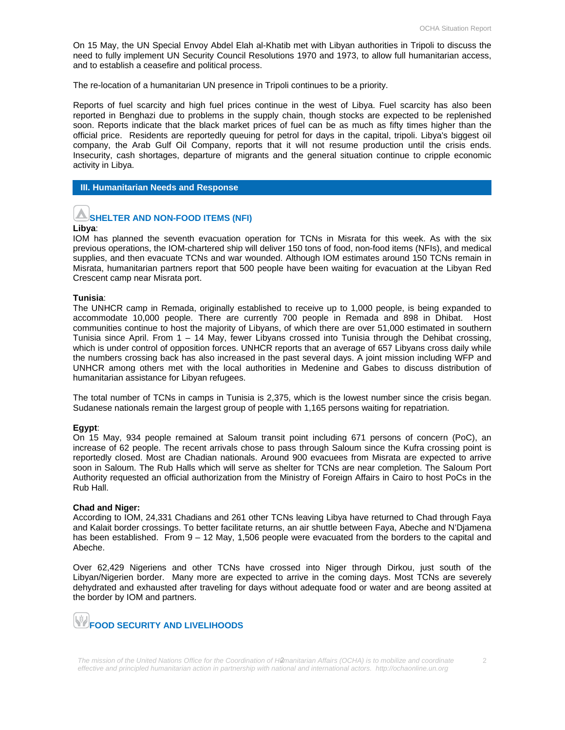On 15 May, the UN Special Envoy Abdel Elah al-Khatib met with Libyan authorities in Tripoli to discuss the need to fully implement UN Security Council Resolutions 1970 and 1973, to allow full humanitarian access, and to establish a ceasefire and political process.

The re-location of a humanitarian UN presence in Tripoli continues to be a priority.

Reports of fuel scarcity and high fuel prices continue in the west of Libya. Fuel scarcity has also been reported in Benghazi due to problems in the supply chain, though stocks are expected to be replenished soon. Reports indicate that the black market prices of fuel can be as much as fifty times higher than the official price. Residents are reportedly queuing for petrol for days in the capital, tripoli. Libya's biggest oil company, the Arab Gulf Oil Company, reports that it will not resume production until the crisis ends. Insecurity, cash shortages, departure of migrants and the general situation continue to cripple economic activity in Libya.

## III. Humanitarian Needs and Response

### SHELTER AND NON-FOOD ITEMS (NFI)

**Libya**:
IOM has planned the seventh evacuation operation for TCNs in Misrata for this week. As with the six previous operations, the IOM-chartered ship will deliver 150 tons of food, non-food items (NFIs), and medical supplies, and then evacuate TCNs and war wounded. Although IOM estimates around 150 TCNs remain in Misrata, humanitarian partners report that 500 people have been waiting for evacuation at the Libyan Red Crescent camp near Misrata port.

**Tunisia**:
The UNHCR camp in Remada, originally established to receive up to 1,000 people, is being expanded to accommodate 10,000 people. There are currently 700 people in Remada and 898 in Dhibat. Host communities continue to host the majority of Libyans, of which there are over 51,000 estimated in southern Tunisia since April. From 1 – 14 May, fewer Libyans crossed into Tunisia through the Dehibat crossing, which is under control of opposition forces. UNHCR reports that an average of 657 Libyans cross daily while the numbers crossing back has also increased in the past several days. A joint mission including WFP and UNHCR among others met with the local authorities in Medenine and Gabes to discuss distribution of humanitarian assistance for Libyan refugees.

The total number of TCNs in camps in Tunisia is 2,375, which is the lowest number since the crisis began. Sudanese nationals remain the largest group of people with 1,165 persons waiting for repatriation.

**Egypt**:
On 15 May, 934 people remained at Saloum transit point including 671 persons of concern (PoC), an increase of 62 people. The recent arrivals chose to pass through Saloum since the Kufra crossing point is reportedly closed. Most are Chadian nationals. Around 900 evacuees from Misrata are expected to arrive soon in Saloum. The Rub Halls which will serve as shelter for TCNs are near completion. The Saloum Port Authority requested an official authorization from the Ministry of Foreign Affairs in Cairo to host PoCs in the Rub Hall.

**Chad and Niger:**
According to IOM, 24,331 Chadians and 261 other TCNs leaving Libya have returned to Chad through Faya and Kalait border crossings. To better facilitate returns, an air shuttle between Faya, Abeche and N'Djamena has been established. From 9 – 12 May, 1,506 people were evacuated from the borders to the capital and Abeche.

Over 62,429 Nigeriens and other TCNs have crossed into Niger through Dirkou, just south of the Libyan/Nigerien border. Many more are expected to arrive in the coming days. Most TCNs are severely dehydrated and exhausted after traveling for days without adequate food or water and are beong assited at the border by IOM and partners.

### FOOD SECURITY AND LIVELIHOODS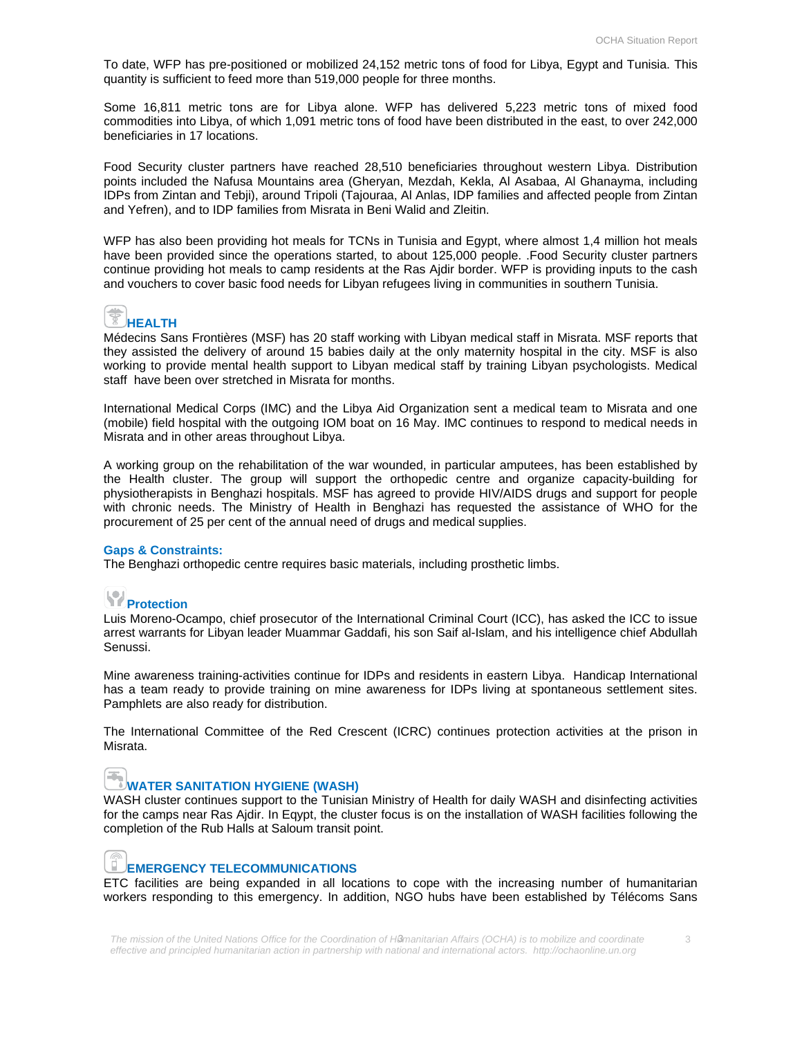To date, WFP has pre-positioned or mobilized 24,152 metric tons of food for Libya, Egypt and Tunisia. This quantity is sufficient to feed more than 519,000 people for three months.

Some 16,811 metric tons are for Libya alone. WFP has delivered 5,223 metric tons of mixed food commodities into Libya, of which 1,091 metric tons of food have been distributed in the east, to over 242,000 beneficiaries in 17 locations.

Food Security cluster partners have reached 28,510 beneficiaries throughout western Libya. Distribution points included the Nafusa Mountains area (Gheryan, Mezdah, Kekla, Al Asabaa, Al Ghanayma, including IDPs from Zintan and Tebji), around Tripoli (Tajouraa, Al Anlas, IDP families and affected people from Zintan and Yefren), and to IDP families from Misrata in Beni Walid and Zleitin.

WFP has also been providing hot meals for TCNs in Tunisia and Egypt, where almost 1,4 million hot meals have been provided since the operations started, to about 125,000 people. .Food Security cluster partners continue providing hot meals to camp residents at the Ras Ajdir border. WFP is providing inputs to the cash and vouchers to cover basic food needs for Libyan refugees living in communities in southern Tunisia.

## HEALTH

Médecins Sans Frontières (MSF) has 20 staff working with Libyan medical staff in Misrata. MSF reports that they assisted the delivery of around 15 babies daily at the only maternity hospital in the city. MSF is also working to provide mental health support to Libyan medical staff by training Libyan psychologists. Medical staff have been over stretched in Misrata for months.

International Medical Corps (IMC) and the Libya Aid Organization sent a medical team to Misrata and one (mobile) field hospital with the outgoing IOM boat on 16 May. IMC continues to respond to medical needs in Misrata and in other areas throughout Libya.

A working group on the rehabilitation of the war wounded, in particular amputees, has been established by the Health cluster. The group will support the orthopedic centre and organize capacity-building for physiotherapists in Benghazi hospitals. MSF has agreed to provide HIV/AIDS drugs and support for people with chronic needs. The Ministry of Health in Benghazi has requested the assistance of WHO for the procurement of 25 per cent of the annual need of drugs and medical supplies.

**Gaps & Constraints:**

The Benghazi orthopedic centre requires basic materials, including prosthetic limbs.

## Protection

Luis Moreno-Ocampo, chief prosecutor of the International Criminal Court (ICC), has asked the ICC to issue arrest warrants for Libyan leader Muammar Gaddafi, his son Saif al-Islam, and his intelligence chief Abdullah Senussi.

Mine awareness training-activities continue for IDPs and residents in eastern Libya. Handicap International has a team ready to provide training on mine awareness for IDPs living at spontaneous settlement sites. Pamphlets are also ready for distribution.

The International Committee of the Red Crescent (ICRC) continues protection activities at the prison in Misrata.

## WATER SANITATION HYGIENE (WASH)

WASH cluster continues support to the Tunisian Ministry of Health for daily WASH and disinfecting activities for the camps near Ras Ajdir. In Eqypt, the cluster focus is on the installation of WASH facilities following the completion of the Rub Halls at Saloum transit point.

## EMERGENCY TELECOMMUNICATIONS

ETC facilities are being expanded in all locations to cope with the increasing number of humanitarian workers responding to this emergency. In addition, NGO hubs have been established by Télécoms Sans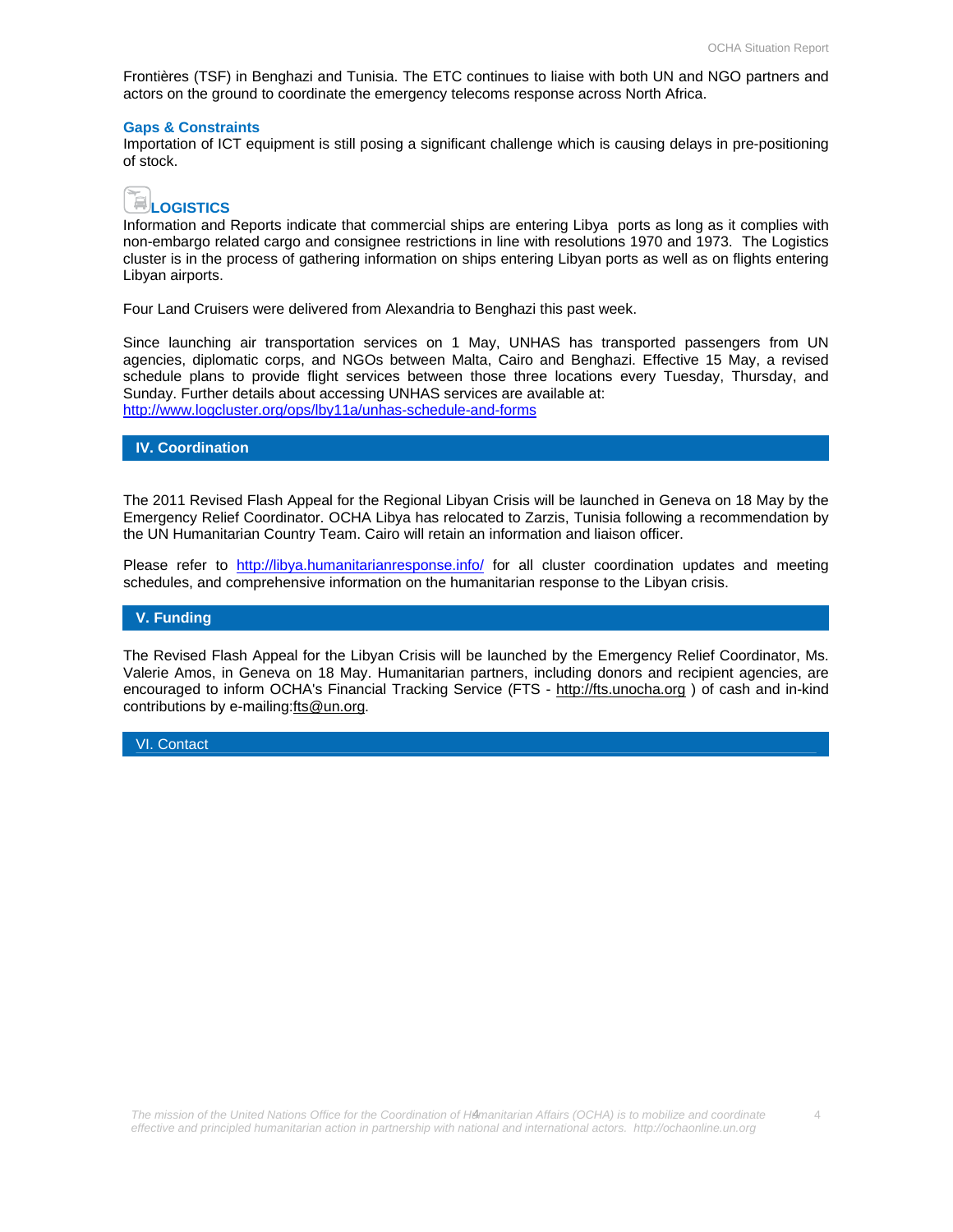Frontières (TSF) in Benghazi and Tunisia. The ETC continues to liaise with both UN and NGO partners and actors on the ground to coordinate the emergency telecoms response across North Africa.

### Gaps & Constraints

Importation of ICT equipment is still posing a significant challenge which is causing delays in pre-positioning of stock.

### LOGISTICS

Information and Reports indicate that commercial ships are entering Libya ports as long as it complies with non-embargo related cargo and consignee restrictions in line with resolutions 1970 and 1973. The Logistics cluster is in the process of gathering information on ships entering Libyan ports as well as on flights entering Libyan airports.

Four Land Cruisers were delivered from Alexandria to Benghazi this past week.

Since launching air transportation services on 1 May, UNHAS has transported passengers from UN agencies, diplomatic corps, and NGOs between Malta, Cairo and Benghazi. Effective 15 May, a revised schedule plans to provide flight services between those three locations every Tuesday, Thursday, and Sunday. Further details about accessing UNHAS services are available at: http://www.logcluster.org/ops/lby11a/unhas-schedule-and-forms

## IV. Coordination

The 2011 Revised Flash Appeal for the Regional Libyan Crisis will be launched in Geneva on 18 May by the Emergency Relief Coordinator. OCHA Libya has relocated to Zarzis, Tunisia following a recommendation by the UN Humanitarian Country Team. Cairo will retain an information and liaison officer.

Please refer to http://libya.humanitarianresponse.info/ for all cluster coordination updates and meeting schedules, and comprehensive information on the humanitarian response to the Libyan crisis.

## V. Funding

The Revised Flash Appeal for the Libyan Crisis will be launched by the Emergency Relief Coordinator, Ms. Valerie Amos, in Geneva on 18 May. Humanitarian partners, including donors and recipient agencies, are encouraged to inform OCHA's Financial Tracking Service (FTS - http://fts.unocha.org ) of cash and in-kind contributions by e-mailing:fts@un.org.

## VI. Contact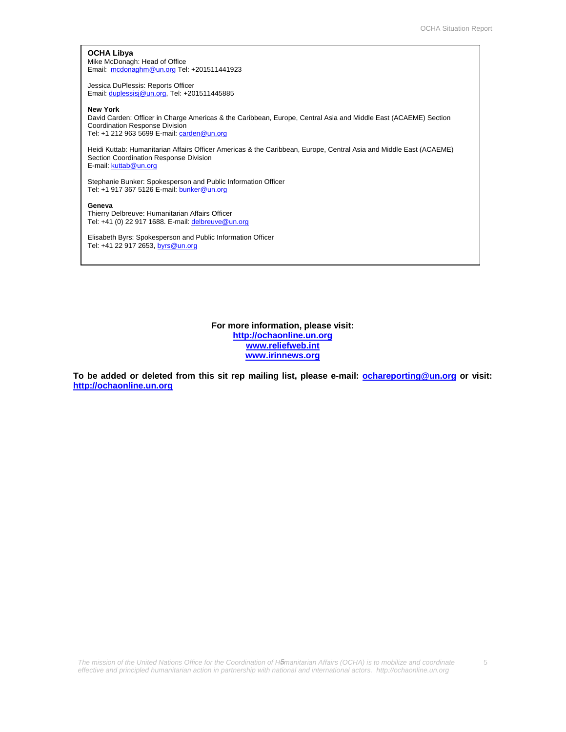**OCHA Libya**
Mike McDonagh: Head of Office
Email: mcdonaghm@un.org Tel: +201511441923

Jessica DuPlessis: Reports Officer
Email: duplessisj@un.org, Tel: +201511445885

**New York**
David Carden: Officer in Charge Americas & the Caribbean, Europe, Central Asia and Middle East (ACAEME) Section Coordination Response Division
Tel: +1 212 963 5699 E-mail: carden@un.org

Heidi Kuttab: Humanitarian Affairs Officer Americas & the Caribbean, Europe, Central Asia and Middle East (ACAEME) Section Coordination Response Division
E-mail: kuttab@un.org

Stephanie Bunker: Spokesperson and Public Information Officer
Tel: +1 917 367 5126 E-mail: bunker@un.org

**Geneva**
Thierry Delbreuve: Humanitarian Affairs Officer
Tel: +41 (0) 22 917 1688. E-mail: delbreuve@un.org

Elisabeth Byrs: Spokesperson and Public Information Officer
Tel: +41 22 917 2653, byrs@un.org

**For more information, please visit:**
**http://ochaonline.un.org**
**www.reliefweb.int**
**www.irinnews.org**

**To be added or deleted from this sit rep mailing list, please e-mail: ochareporting@un.org or visit: http://ochaonline.un.org**